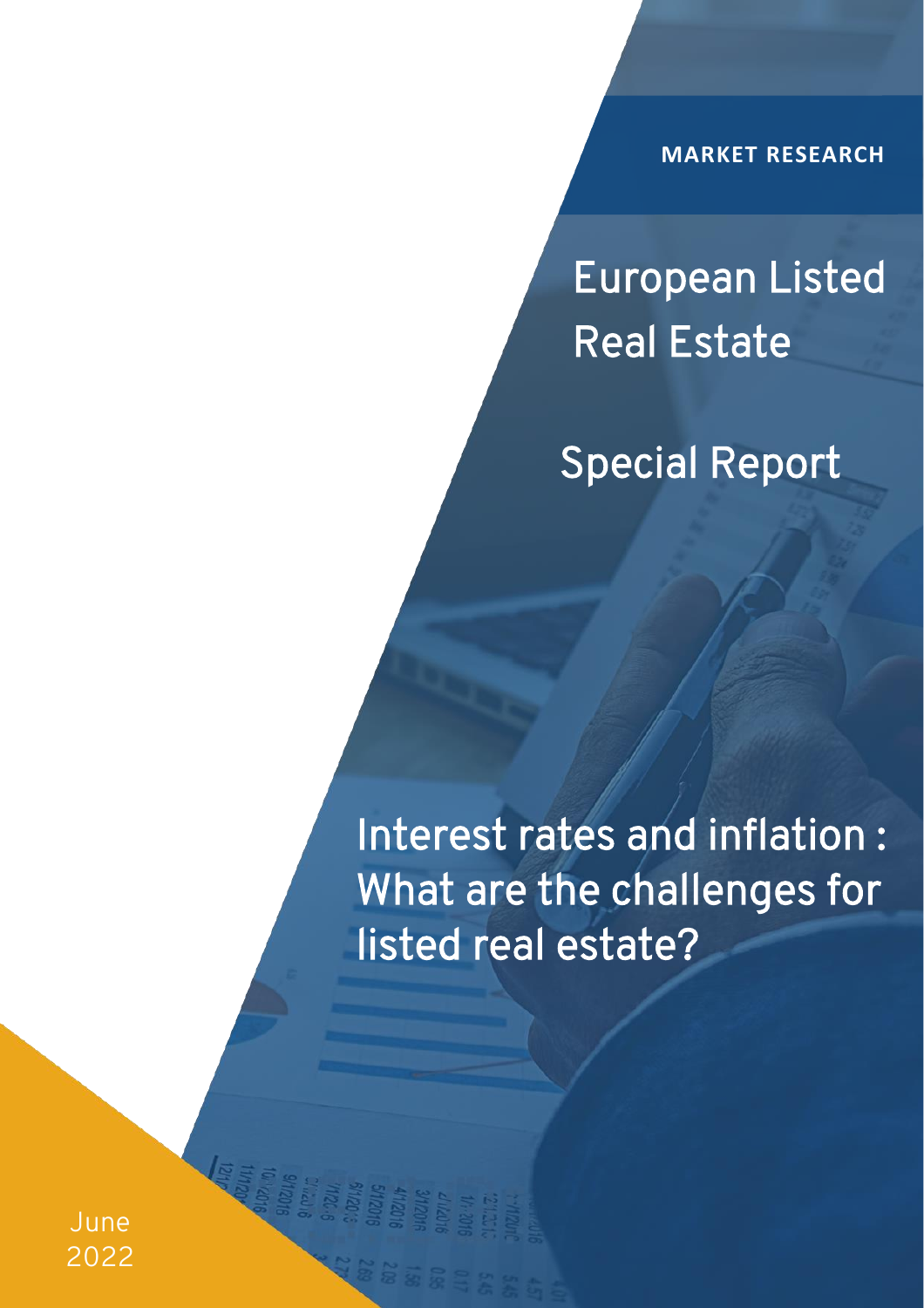**MARKET RESEARCH**

# European Listed Real Estate

## Special Report

## Interest rates and inflation : What are the challenges for listed real estate?

June 2022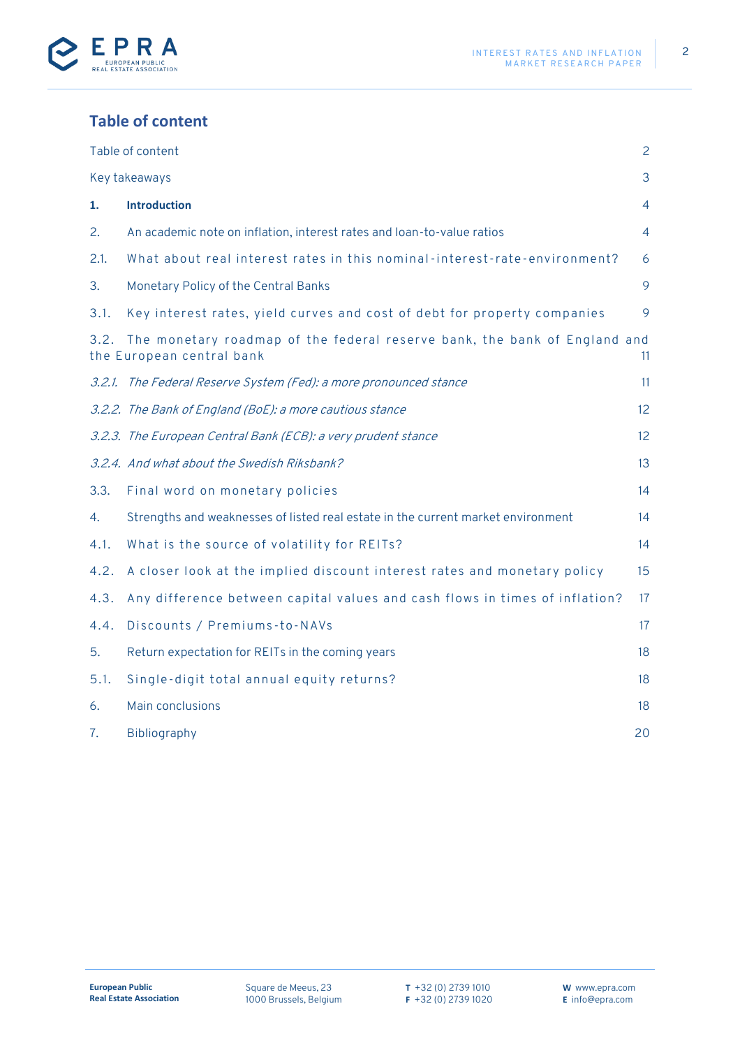## Table of content

| | | |
|---|---|---|
| Table of content | | 2 |
| Key takeaways | | 3 |
| **1.** | **Introduction** | 4 |
| 2. | An academic note on inflation, interest rates and loan-to-value ratios | 4 |
| 2.1. | What about real interest rates in this nominal-interest-rate-environment? | 6 |
| 3. | Monetary Policy of the Central Banks | 9 |
| 3.1. | Key interest rates, yield curves and cost of debt for property companies | 9 |
| 3.2. | The monetary roadmap of the federal reserve bank, the bank of England and the European central bank | 11 |
| *3.2.1.* | *The Federal Reserve System (Fed): a more pronounced stance* | 11 |
| *3.2.2.* | *The Bank of England (BoE): a more cautious stance* | 12 |
| *3.2.3.* | *The European Central Bank (ECB): a very prudent stance* | 12 |
| *3.2.4.* | *And what about the Swedish Riksbank?* | 13 |
| 3.3. | Final word on monetary policies | 14 |
| 4. | Strengths and weaknesses of listed real estate in the current market environment | 14 |
| 4.1. | What is the source of volatility for REITs? | 14 |
| 4.2. | A closer look at the implied discount interest rates and monetary policy | 15 |
| 4.3. | Any difference between capital values and cash flows in times of inflation? | 17 |
| 4.4. | Discounts / Premiums-to-NAVs | 17 |
| 5. | Return expectation for REITs in the coming years | 18 |
| 5.1. | Single-digit total annual equity returns? | 18 |
| 6. | Main conclusions | 18 |
| 7. | Bibliography | 20 |

**European Public Real Estate Association**

Square de Meeus, 23
1000 Brussels, Belgium

T +32 (0) 2739 1010
F +32 (0) 2739 1020

W www.epra.com
E info@epra.com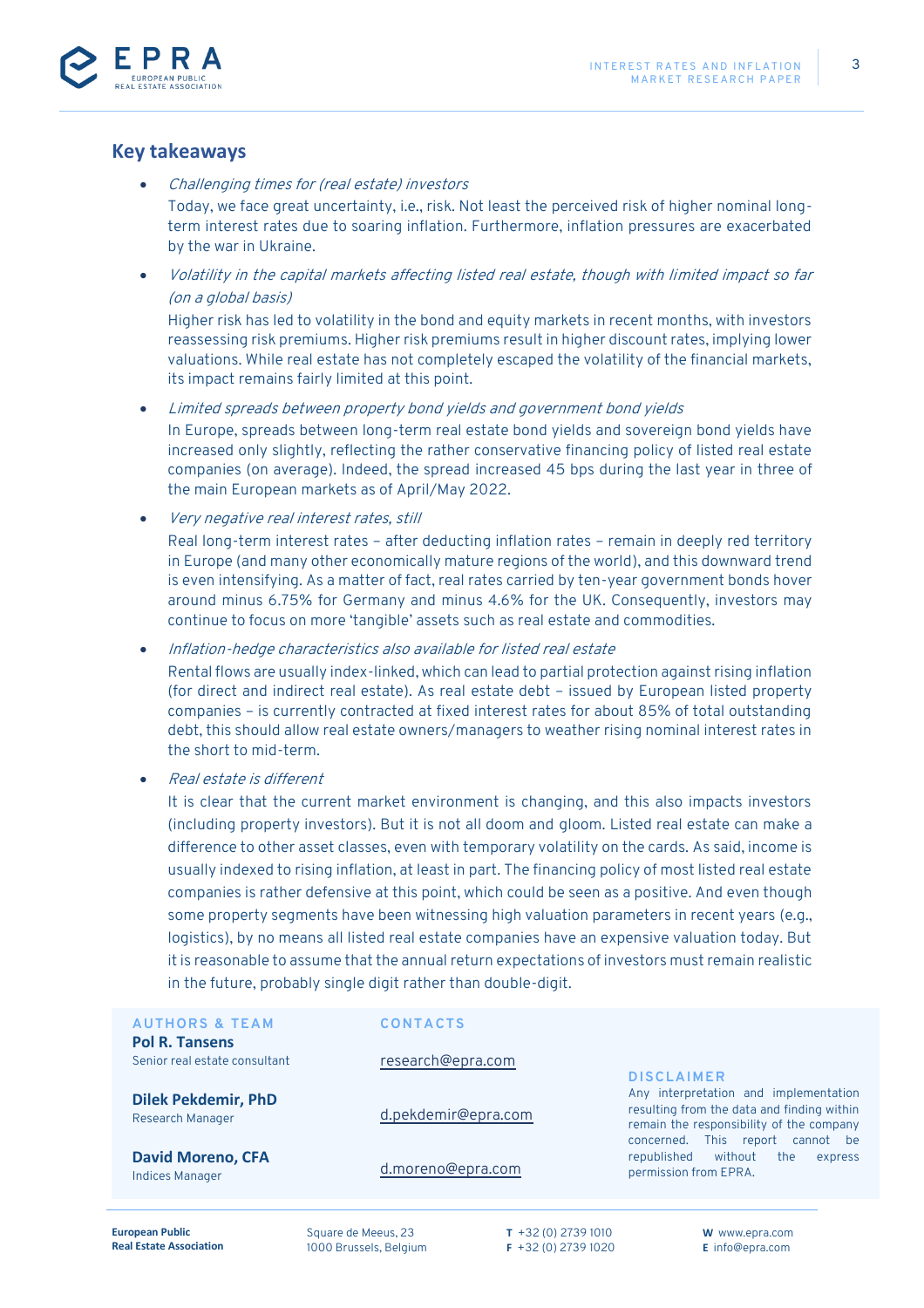## Key takeaways

- *Challenging times for (real estate) investors*

  Today, we face great uncertainty, i.e., risk. Not least the perceived risk of higher nominal long-term interest rates due to soaring inflation. Furthermore, inflation pressures are exacerbated by the war in Ukraine.

- *Volatility in the capital markets affecting listed real estate, though with limited impact so far (on a global basis)*

  Higher risk has led to volatility in the bond and equity markets in recent months, with investors reassessing risk premiums. Higher risk premiums result in higher discount rates, implying lower valuations. While real estate has not completely escaped the volatility of the financial markets, its impact remains fairly limited at this point.

- *Limited spreads between property bond yields and government bond yields*

  In Europe, spreads between long-term real estate bond yields and sovereign bond yields have increased only slightly, reflecting the rather conservative financing policy of listed real estate companies (on average). Indeed, the spread increased 45 bps during the last year in three of the main European markets as of April/May 2022.

- *Very negative real interest rates, still*

  Real long-term interest rates – after deducting inflation rates – remain in deeply red territory in Europe (and many other economically mature regions of the world), and this downward trend is even intensifying. As a matter of fact, real rates carried by ten-year government bonds hover around minus 6.75% for Germany and minus 4.6% for the UK. Consequently, investors may continue to focus on more 'tangible' assets such as real estate and commodities.

- *Inflation-hedge characteristics also available for listed real estate*

  Rental flows are usually index-linked, which can lead to partial protection against rising inflation (for direct and indirect real estate). As real estate debt – issued by European listed property companies – is currently contracted at fixed interest rates for about 85% of total outstanding debt, this should allow real estate owners/managers to weather rising nominal interest rates in the short to mid-term.

- *Real estate is different*

  It is clear that the current market environment is changing, and this also impacts investors (including property investors). But it is not all doom and gloom. Listed real estate can make a difference to other asset classes, even with temporary volatility on the cards. As said, income is usually indexed to rising inflation, at least in part. The financing policy of most listed real estate companies is rather defensive at this point, which could be seen as a positive. And even though some property segments have been witnessing high valuation parameters in recent years (e.g., logistics), by no means all listed real estate companies have an expensive valuation today. But it is reasonable to assume that the annual return expectations of investors must remain realistic in the future, probably single digit rather than double-digit.

| AUTHORS & TEAM | CONTACTS |
|---|---|
| **Pol R. Tansens**<br>Senior real estate consultant | research@epra.com |
| **Dilek Pekdemir, PhD**<br>Research Manager | d.pekdemir@epra.com |
| **David Moreno, CFA**<br>Indices Manager | d.moreno@epra.com |

**DISCLAIMER**

Any interpretation and implementation resulting from the data and finding within remain the responsibility of the company concerned. This report cannot be republished without the express permission from EPRA.

**European Public Real Estate Association**
Square de Meeus, 23
1000 Brussels, Belgium
**T** +32 (0) 2739 1010
**F** +32 (0) 2739 1020
**W** www.epra.com
**E** info@epra.com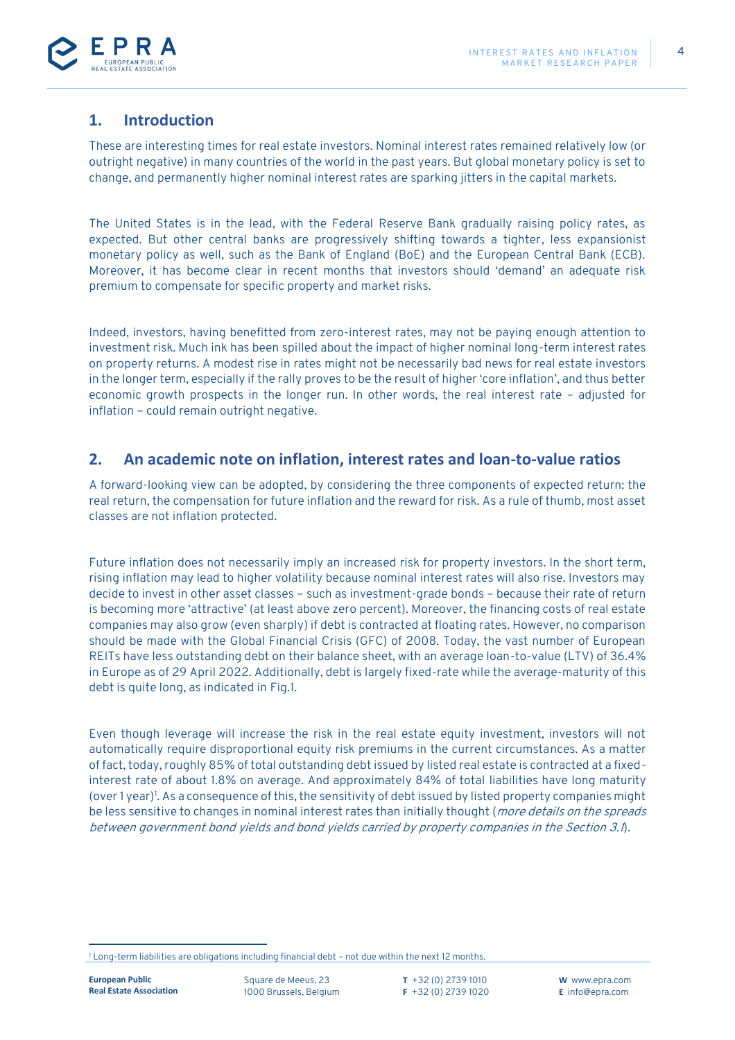## 1. Introduction

These are interesting times for real estate investors. Nominal interest rates remained relatively low (or outright negative) in many countries of the world in the past years. But global monetary policy is set to change, and permanently higher nominal interest rates are sparking jitters in the capital markets.

The United States is in the lead, with the Federal Reserve Bank gradually raising policy rates, as expected. But other central banks are progressively shifting towards a tighter, less expansionist monetary policy as well, such as the Bank of England (BoE) and the European Central Bank (ECB). Moreover, it has become clear in recent months that investors should 'demand' an adequate risk premium to compensate for specific property and market risks.

Indeed, investors, having benefitted from zero-interest rates, may not be paying enough attention to investment risk. Much ink has been spilled about the impact of higher nominal long-term interest rates on property returns. A modest rise in rates might not be necessarily bad news for real estate investors in the longer term, especially if the rally proves to be the result of higher 'core inflation', and thus better economic growth prospects in the longer run. In other words, the real interest rate – adjusted for inflation – could remain outright negative.

## 2. An academic note on inflation, interest rates and loan-to-value ratios

A forward-looking view can be adopted, by considering the three components of expected return: the real return, the compensation for future inflation and the reward for risk. As a rule of thumb, most asset classes are not inflation protected.

Future inflation does not necessarily imply an increased risk for property investors. In the short term, rising inflation may lead to higher volatility because nominal interest rates will also rise. Investors may decide to invest in other asset classes – such as investment-grade bonds – because their rate of return is becoming more 'attractive' (at least above zero percent). Moreover, the financing costs of real estate companies may also grow (even sharply) if debt is contracted at floating rates. However, no comparison should be made with the Global Financial Crisis (GFC) of 2008. Today, the vast number of European REITs have less outstanding debt on their balance sheet, with an average loan-to-value (LTV) of 36.4% in Europe as of 29 April 2022. Additionally, debt is largely fixed-rate while the average-maturity of this debt is quite long, as indicated in Fig.1.

Even though leverage will increase the risk in the real estate equity investment, investors will not automatically require disproportional equity risk premiums in the current circumstances. As a matter of fact, today, roughly 85% of total outstanding debt issued by listed real estate is contracted at a fixed-interest rate of about 1.8% on average. And approximately 84% of total liabilities have long maturity (over 1 year)[1]. As a consequence of this, the sensitivity of debt issued by listed property companies might be less sensitive to changes in nominal interest rates than initially thought (*more details on the spreads between government bond yields and bond yields carried by property companies in the Section 3.1*).

[1] Long-term liabilities are obligations including financial debt – not due within the next 12 months.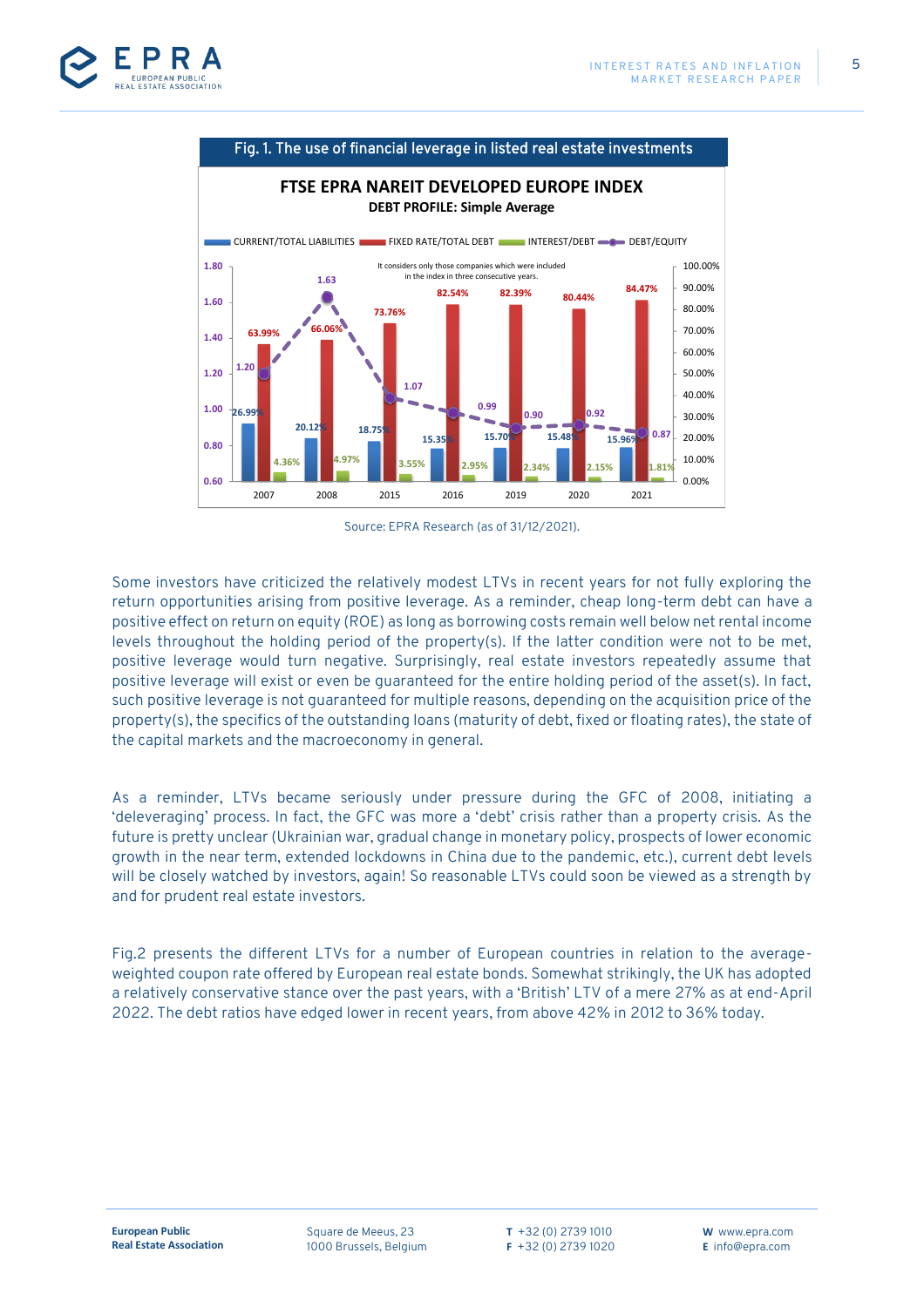**Fig. 1. The use of financial leverage in listed real estate investments**

**FTSE EPRA NAREIT DEVELOPED EUROPE INDEX**

**DEBT PROFILE: Simple Average**

It considers only those companies which were included in the index in three consecutive years.

| Year | CURRENT/TOTAL LIABILITIES | FIXED RATE/TOTAL DEBT | INTEREST/DEBT | DEBT/EQUITY |
|---|---|---|---|---|
| 2007 | 26.99% | 63.99% | 4.36% | 1.20 |
| 2008 | 20.12% | 66.06% | 4.97% | 1.63 |
| 2015 | 18.75% | 73.76% | 3.55% | 1.07 |
| 2016 | 15.35% | 82.54% | 2.95% | 0.99 |
| 2019 | 15.70% | 82.39% | 2.34% | 0.90 |
| 2020 | 15.48% | 80.44% | 2.15% | 0.92 |
| 2021 | 15.96% | 84.47% | 1.81% | 0.87 |

Source: EPRA Research (as of 31/12/2021).

Some investors have criticized the relatively modest LTVs in recent years for not fully exploring the return opportunities arising from positive leverage. As a reminder, cheap long-term debt can have a positive effect on return on equity (ROE) as long as borrowing costs remain well below net rental income levels throughout the holding period of the property(s). If the latter condition were not to be met, positive leverage would turn negative. Surprisingly, real estate investors repeatedly assume that positive leverage will exist or even be guaranteed for the entire holding period of the asset(s). In fact, such positive leverage is not guaranteed for multiple reasons, depending on the acquisition price of the property(s), the specifics of the outstanding loans (maturity of debt, fixed or floating rates), the state of the capital markets and the macroeconomy in general.

As a reminder, LTVs became seriously under pressure during the GFC of 2008, initiating a 'deleveraging' process. In fact, the GFC was more a 'debt' crisis rather than a property crisis. As the future is pretty unclear (Ukrainian war, gradual change in monetary policy, prospects of lower economic growth in the near term, extended lockdowns in China due to the pandemic, etc.), current debt levels will be closely watched by investors, again! So reasonable LTVs could soon be viewed as a strength by and for prudent real estate investors.

Fig.2 presents the different LTVs for a number of European countries in relation to the average-weighted coupon rate offered by European real estate bonds. Somewhat strikingly, the UK has adopted a relatively conservative stance over the past years, with a 'British' LTV of a mere 27% as at end-April 2022. The debt ratios have edged lower in recent years, from above 42% in 2012 to 36% today.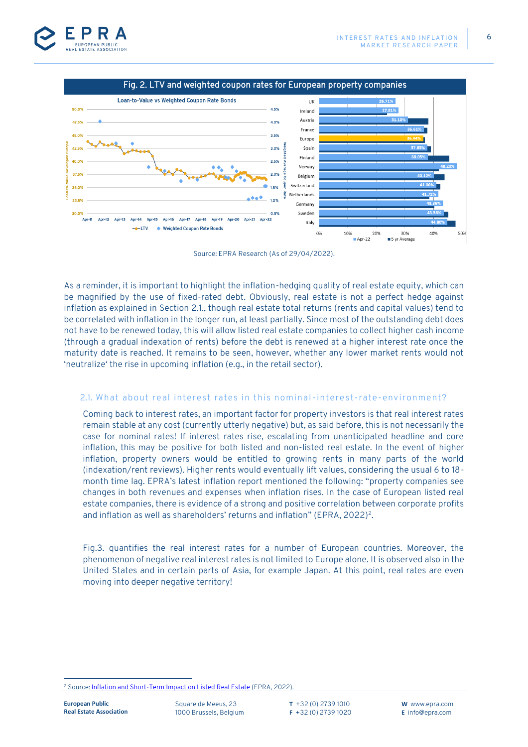Fig. 2. LTV and weighted coupon rates for European property companies

Source: EPRA Research (As of 29/04/2022).

As a reminder, it is important to highlight the inflation-hedging quality of real estate equity, which can be magnified by the use of fixed-rated debt. Obviously, real estate is not a perfect hedge against inflation as explained in Section 2.1., though real estate total returns (rents and capital values) tend to be correlated with inflation in the longer run, at least partially. Since most of the outstanding debt does not have to be renewed today, this will allow listed real estate companies to collect higher cash income (through a gradual indexation of rents) before the debt is renewed at a higher interest rate once the maturity date is reached. It remains to be seen, however, whether any lower market rents would not 'neutralize' the rise in upcoming inflation (e.g., in the retail sector).

## 2.1. What about real interest rates in this nominal-interest-rate-environment?

Coming back to interest rates, an important factor for property investors is that real interest rates remain stable at any cost (currently utterly negative) but, as said before, this is not necessarily the case for nominal rates! If interest rates rise, escalating from unanticipated headline and core inflation, this may be positive for both listed and non-listed real estate. In the event of higher inflation, property owners would be entitled to growing rents in many parts of the world (indexation/rent reviews). Higher rents would eventually lift values, considering the usual 6 to 18-month time lag. EPRA's latest inflation report mentioned the following: "property companies see changes in both revenues and expenses when inflation rises. In the case of European listed real estate companies, there is evidence of a strong and positive correlation between corporate profits and inflation as well as shareholders' returns and inflation" (EPRA, 2022)[2].

Fig.3. quantifies the real interest rates for a number of European countries. Moreover, the phenomenon of negative real interest rates is not limited to Europe alone. It is observed also in the United States and in certain parts of Asia, for example Japan. At this point, real rates are even moving into deeper negative territory!

[2] Source: Inflation and Short-Term Impact on Listed Real Estate (EPRA, 2022).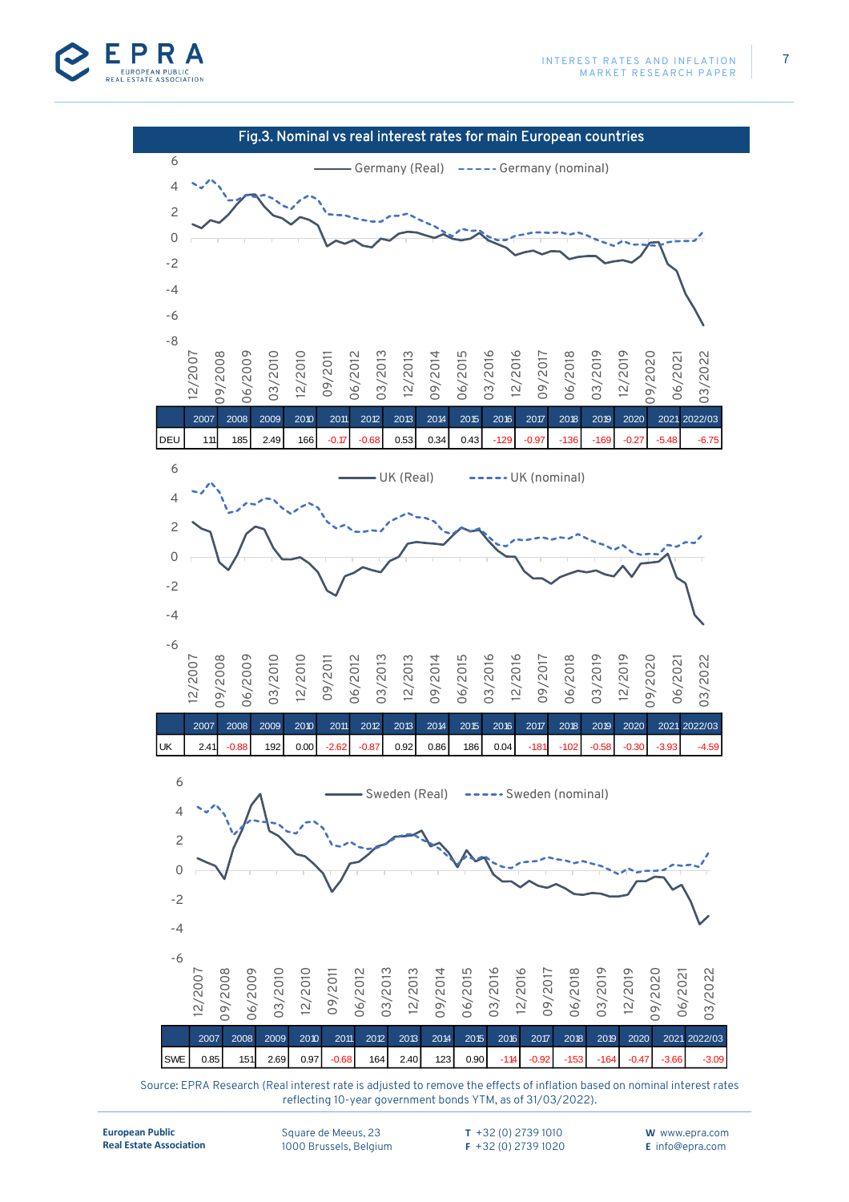## Fig.3. Nominal vs real interest rates for main European countries

| | 2007 | 2008 | 2009 | 2010 | 2011 | 2012 | 2013 | 2014 | 2015 | 2016 | 2017 | 2018 | 2019 | 2020 | 2021 | 2022/03 |
|---|---|---|---|---|---|---|---|---|---|---|---|---|---|---|---|---|
| DEU | 1.11 | 1.85 | 2.49 | 1.66 | -0.17 | -0.68 | 0.53 | 0.34 | 0.43 | -1.29 | -0.97 | -1.36 | -1.69 | -0.27 | -5.48 | -6.75 |

| | 2007 | 2008 | 2009 | 2010 | 2011 | 2012 | 2013 | 2014 | 2015 | 2016 | 2017 | 2018 | 2019 | 2020 | 2021 | 2022/03 |
|---|---|---|---|---|---|---|---|---|---|---|---|---|---|---|---|---|
| UK | 2.41 | -0.88 | 1.92 | 0.00 | -2.62 | -0.87 | 0.92 | 0.86 | 1.86 | 0.04 | -1.81 | -1.02 | -0.58 | -0.30 | -3.93 | -4.59 |

| | 2007 | 2008 | 2009 | 2010 | 2011 | 2012 | 2013 | 2014 | 2015 | 2016 | 2017 | 2018 | 2019 | 2020 | 2021 | 2022/03 |
|---|---|---|---|---|---|---|---|---|---|---|---|---|---|---|---|---|
| SWE | 0.85 | 1.51 | 2.69 | 0.97 | -0.68 | 1.64 | 2.40 | 1.23 | 0.90 | -1.14 | -0.92 | -1.53 | -1.64 | -0.47 | -3.66 | -3.09 |

Source: EPRA Research (Real interest rate is adjusted to remove the effects of inflation based on nominal interest rates reflecting 10-year government bonds YTM, as of 31/03/2022).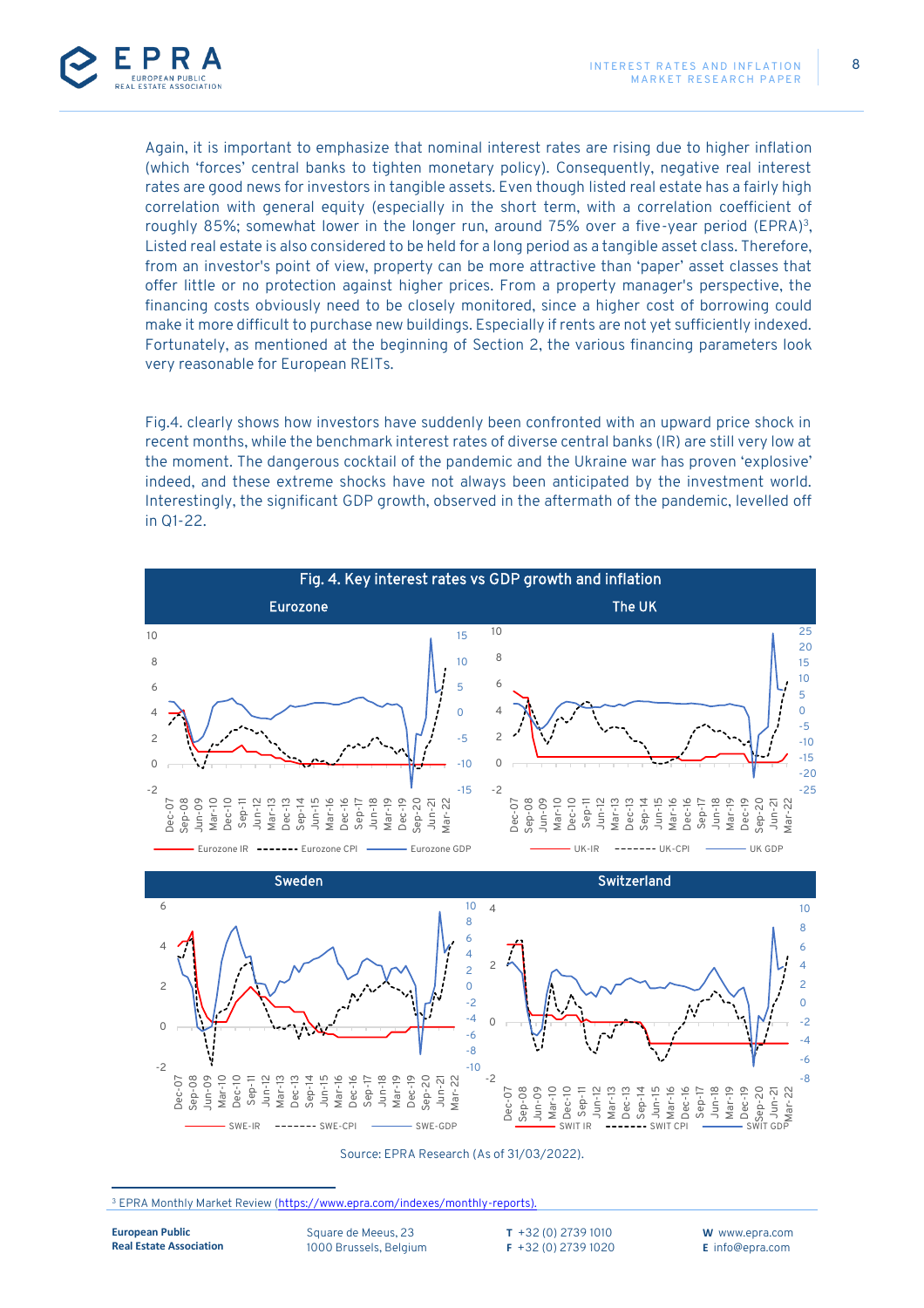Again, it is important to emphasize that nominal interest rates are rising due to higher inflation (which 'forces' central banks to tighten monetary policy). Consequently, negative real interest rates are good news for investors in tangible assets. Even though listed real estate has a fairly high correlation with general equity (especially in the short term, with a correlation coefficient of roughly 85%; somewhat lower in the longer run, around 75% over a five-year period (EPRA)[3], Listed real estate is also considered to be held for a long period as a tangible asset class. Therefore, from an investor's point of view, property can be more attractive than 'paper' asset classes that offer little or no protection against higher prices. From a property manager's perspective, the financing costs obviously need to be closely monitored, since a higher cost of borrowing could make it more difficult to purchase new buildings. Especially if rents are not yet sufficiently indexed. Fortunately, as mentioned at the beginning of Section 2, the various financing parameters look very reasonable for European REITs.

Fig.4. clearly shows how investors have suddenly been confronted with an upward price shock in recent months, while the benchmark interest rates of diverse central banks (IR) are still very low at the moment. The dangerous cocktail of the pandemic and the Ukraine war has proven 'explosive' indeed, and these extreme shocks have not always been anticipated by the investment world. Interestingly, the significant GDP growth, observed in the aftermath of the pandemic, levelled off in Q1-22.

**Fig. 4. Key interest rates vs GDP growth and inflation**

Eurozone | The UK | Sweden | Switzerland

Source: EPRA Research (As of 31/03/2022).

[3] EPRA Monthly Market Review (https://www.epra.com/indexes/monthly-reports).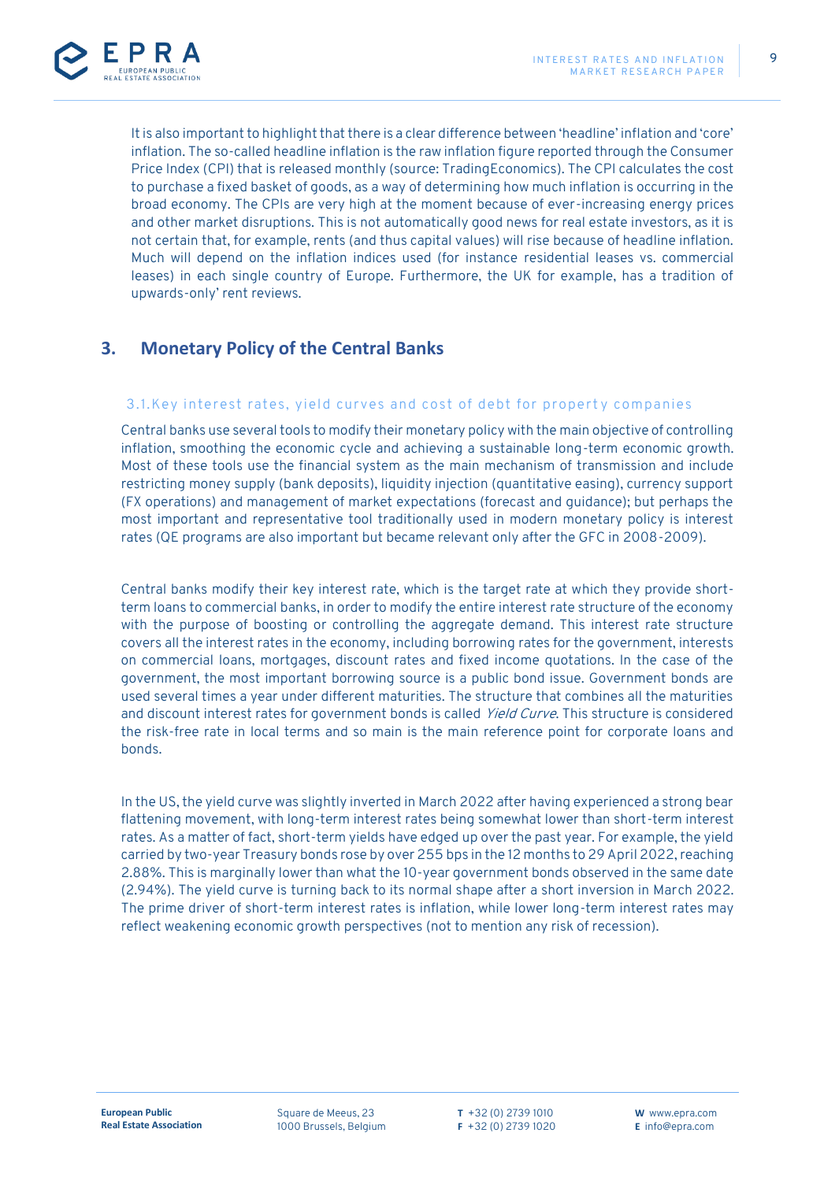It is also important to highlight that there is a clear difference between 'headline' inflation and 'core' inflation. The so-called headline inflation is the raw inflation figure reported through the Consumer Price Index (CPI) that is released monthly (source: TradingEconomics). The CPI calculates the cost to purchase a fixed basket of goods, as a way of determining how much inflation is occurring in the broad economy. The CPIs are very high at the moment because of ever-increasing energy prices and other market disruptions. This is not automatically good news for real estate investors, as it is not certain that, for example, rents (and thus capital values) will rise because of headline inflation. Much will depend on the inflation indices used (for instance residential leases vs. commercial leases) in each single country of Europe. Furthermore, the UK for example, has a tradition of upwards-only' rent reviews.

## 3. Monetary Policy of the Central Banks

### 3.1. Key interest rates, yield curves and cost of debt for property companies

Central banks use several tools to modify their monetary policy with the main objective of controlling inflation, smoothing the economic cycle and achieving a sustainable long-term economic growth. Most of these tools use the financial system as the main mechanism of transmission and include restricting money supply (bank deposits), liquidity injection (quantitative easing), currency support (FX operations) and management of market expectations (forecast and guidance); but perhaps the most important and representative tool traditionally used in modern monetary policy is interest rates (QE programs are also important but became relevant only after the GFC in 2008-2009).

Central banks modify their key interest rate, which is the target rate at which they provide short-term loans to commercial banks, in order to modify the entire interest rate structure of the economy with the purpose of boosting or controlling the aggregate demand. This interest rate structure covers all the interest rates in the economy, including borrowing rates for the government, interests on commercial loans, mortgages, discount rates and fixed income quotations. In the case of the government, the most important borrowing source is a public bond issue. Government bonds are used several times a year under different maturities. The structure that combines all the maturities and discount interest rates for government bonds is called *Yield Curve*. This structure is considered the risk-free rate in local terms and so main is the main reference point for corporate loans and bonds.

In the US, the yield curve was slightly inverted in March 2022 after having experienced a strong bear flattening movement, with long-term interest rates being somewhat lower than short-term interest rates. As a matter of fact, short-term yields have edged up over the past year. For example, the yield carried by two-year Treasury bonds rose by over 255 bps in the 12 months to 29 April 2022, reaching 2.88%. This is marginally lower than what the 10-year government bonds observed in the same date (2.94%). The yield curve is turning back to its normal shape after a short inversion in March 2022. The prime driver of short-term interest rates is inflation, while lower long-term interest rates may reflect weakening economic growth perspectives (not to mention any risk of recession).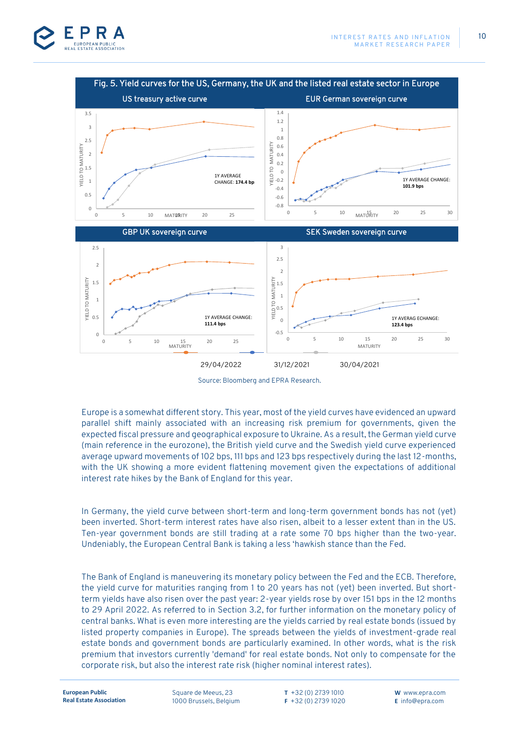**Fig. 5. Yield curves for the US, Germany, the UK and the listed real estate sector in Europe**

US treasury active curve — 1Y AVERAGE CHANGE: 174.4 bp

EUR German sovereign curve — 1Y AVERAGE CHANGE: 101.9 bps

GBP UK sovereign curve — 1Y AVERAGE CHANGE: 111.4 bps

SEK Sweden sovereign curve — 1Y AVERAG ECHANGE: 123.4 bps

29/04/2022 31/12/2021 30/04/2021

Source: Bloomberg and EPRA Research.

Europe is a somewhat different story. This year, most of the yield curves have evidenced an upward parallel shift mainly associated with an increasing risk premium for governments, given the expected fiscal pressure and geographical exposure to Ukraine. As a result, the German yield curve (main reference in the eurozone), the British yield curve and the Swedish yield curve experienced average upward movements of 102 bps, 111 bps and 123 bps respectively during the last 12-months, with the UK showing a more evident flattening movement given the expectations of additional interest rate hikes by the Bank of England for this year.

In Germany, the yield curve between short-term and long-term government bonds has not (yet) been inverted. Short-term interest rates have also risen, albeit to a lesser extent than in the US. Ten-year government bonds are still trading at a rate some 70 bps higher than the two-year. Undeniably, the European Central Bank is taking a less 'hawkish stance than the Fed.

The Bank of England is maneuvering its monetary policy between the Fed and the ECB. Therefore, the yield curve for maturities ranging from 1 to 20 years has not (yet) been inverted. But short-term yields have also risen over the past year: 2-year yields rose by over 151 bps in the 12 months to 29 April 2022. As referred to in Section 3.2, for further information on the monetary policy of central banks. What is even more interesting are the yields carried by real estate bonds (issued by listed property companies in Europe). The spreads between the yields of investment-grade real estate bonds and government bonds are particularly examined. In other words, what is the risk premium that investors currently 'demand' for real estate bonds. Not only to compensate for the corporate risk, but also the interest rate risk (higher nominal interest rates).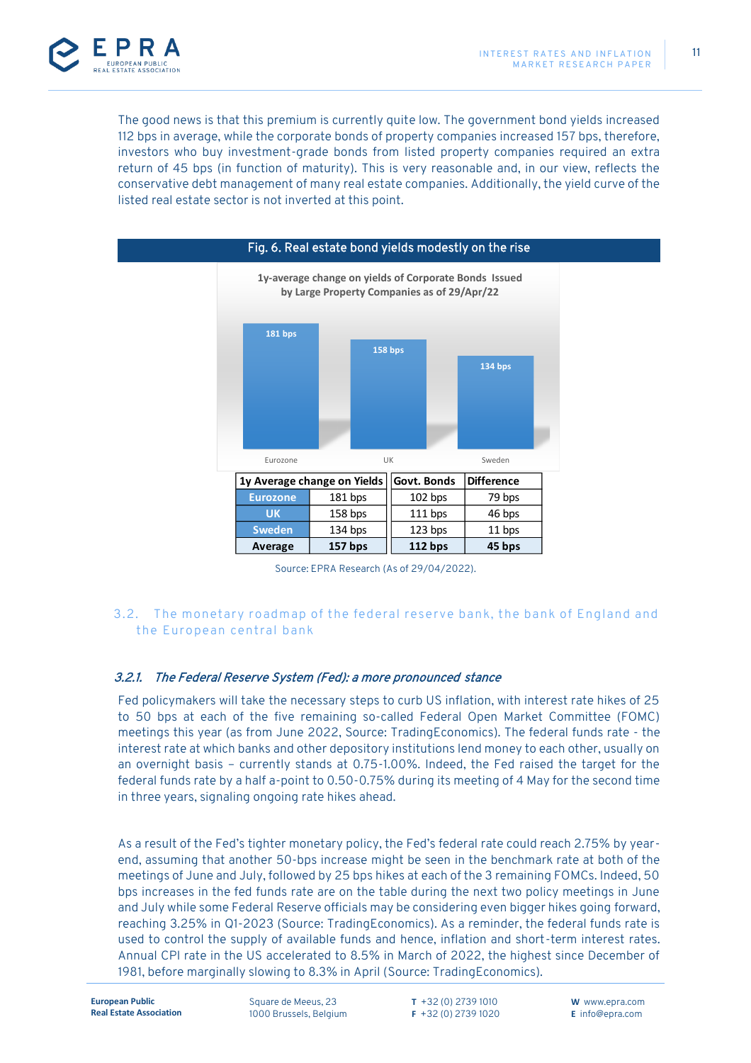The good news is that this premium is currently quite low. The government bond yields increased 112 bps in average, while the corporate bonds of property companies increased 157 bps, therefore, investors who buy investment-grade bonds from listed property companies required an extra return of 45 bps (in function of maturity). This is very reasonable and, in our view, reflects the conservative debt management of many real estate companies. Additionally, the yield curve of the listed real estate sector is not inverted at this point.

**Fig. 6. Real estate bond yields modestly on the rise**

**1y-average change on yields of Corporate Bonds Issued by Large Property Companies as of 29/Apr/22**

| 1y Average change on Yields | | Govt. Bonds | Difference |
|---|---|---|---|
| Eurozone | 181 bps | 102 bps | 79 bps |
| UK | 158 bps | 111 bps | 46 bps |
| Sweden | 134 bps | 123 bps | 11 bps |
| **Average** | **157 bps** | **112 bps** | **45 bps** |

Source: EPRA Research (As of 29/04/2022).

## 3.2. The monetary roadmap of the federal reserve bank, the bank of England and the European central bank

### *3.2.1. The Federal Reserve System (Fed): a more pronounced stance*

Fed policymakers will take the necessary steps to curb US inflation, with interest rate hikes of 25 to 50 bps at each of the five remaining so-called Federal Open Market Committee (FOMC) meetings this year (as from June 2022, Source: TradingEconomics). The federal funds rate - the interest rate at which banks and other depository institutions lend money to each other, usually on an overnight basis – currently stands at 0.75-1.00%. Indeed, the Fed raised the target for the federal funds rate by a half a-point to 0.50-0.75% during its meeting of 4 May for the second time in three years, signaling ongoing rate hikes ahead.

As a result of the Fed's tighter monetary policy, the Fed's federal rate could reach 2.75% by year-end, assuming that another 50-bps increase might be seen in the benchmark rate at both of the meetings of June and July, followed by 25 bps hikes at each of the 3 remaining FOMCs. Indeed, 50 bps increases in the fed funds rate are on the table during the next two policy meetings in June and July while some Federal Reserve officials may be considering even bigger hikes going forward, reaching 3.25% in Q1-2023 (Source: TradingEconomics). As a reminder, the federal funds rate is used to control the supply of available funds and hence, inflation and short-term interest rates. Annual CPI rate in the US accelerated to 8.5% in March of 2022, the highest since December of 1981, before marginally slowing to 8.3% in April (Source: TradingEconomics).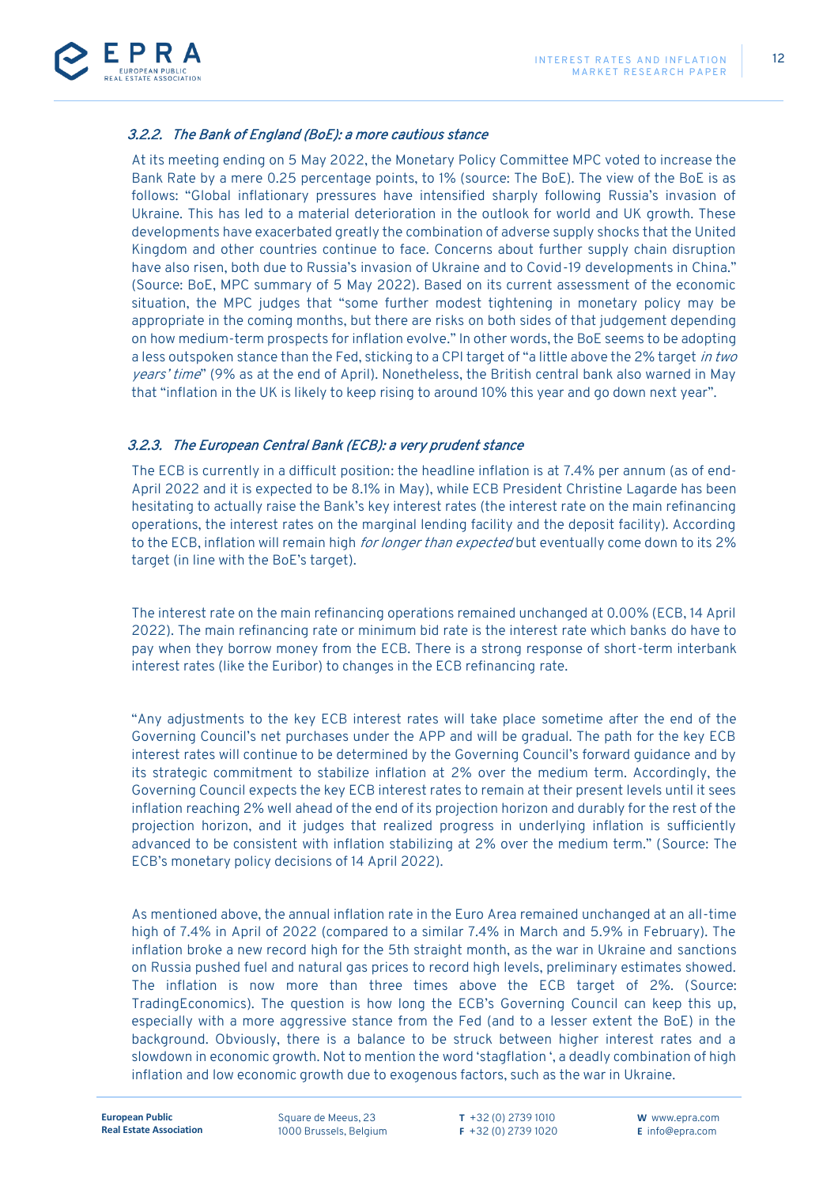### *3.2.2. The Bank of England (BoE): a more cautious stance*

At its meeting ending on 5 May 2022, the Monetary Policy Committee MPC voted to increase the Bank Rate by a mere 0.25 percentage points, to 1% (source: The BoE). The view of the BoE is as follows: "Global inflationary pressures have intensified sharply following Russia's invasion of Ukraine. This has led to a material deterioration in the outlook for world and UK growth. These developments have exacerbated greatly the combination of adverse supply shocks that the United Kingdom and other countries continue to face. Concerns about further supply chain disruption have also risen, both due to Russia's invasion of Ukraine and to Covid-19 developments in China." (Source: BoE, MPC summary of 5 May 2022). Based on its current assessment of the economic situation, the MPC judges that "some further modest tightening in monetary policy may be appropriate in the coming months, but there are risks on both sides of that judgement depending on how medium-term prospects for inflation evolve." In other words, the BoE seems to be adopting a less outspoken stance than the Fed, sticking to a CPI target of "a little above the 2% target *in two years' time*" (9% as at the end of April). Nonetheless, the British central bank also warned in May that "inflation in the UK is likely to keep rising to around 10% this year and go down next year".

### *3.2.3. The European Central Bank (ECB): a very prudent stance*

The ECB is currently in a difficult position: the headline inflation is at 7.4% per annum (as of end-April 2022 and it is expected to be 8.1% in May), while ECB President Christine Lagarde has been hesitating to actually raise the Bank's key interest rates (the interest rate on the main refinancing operations, the interest rates on the marginal lending facility and the deposit facility). According to the ECB, inflation will remain high *for longer than expected* but eventually come down to its 2% target (in line with the BoE's target).

The interest rate on the main refinancing operations remained unchanged at 0.00% (ECB, 14 April 2022). The main refinancing rate or minimum bid rate is the interest rate which banks do have to pay when they borrow money from the ECB. There is a strong response of short-term interbank interest rates (like the Euribor) to changes in the ECB refinancing rate.

"Any adjustments to the key ECB interest rates will take place sometime after the end of the Governing Council's net purchases under the APP and will be gradual. The path for the key ECB interest rates will continue to be determined by the Governing Council's forward guidance and by its strategic commitment to stabilize inflation at 2% over the medium term. Accordingly, the Governing Council expects the key ECB interest rates to remain at their present levels until it sees inflation reaching 2% well ahead of the end of its projection horizon and durably for the rest of the projection horizon, and it judges that realized progress in underlying inflation is sufficiently advanced to be consistent with inflation stabilizing at 2% over the medium term." (Source: The ECB's monetary policy decisions of 14 April 2022).

As mentioned above, the annual inflation rate in the Euro Area remained unchanged at an all-time high of 7.4% in April of 2022 (compared to a similar 7.4% in March and 5.9% in February). The inflation broke a new record high for the 5th straight month, as the war in Ukraine and sanctions on Russia pushed fuel and natural gas prices to record high levels, preliminary estimates showed. The inflation is now more than three times above the ECB target of 2%. (Source: TradingEconomics). The question is how long the ECB's Governing Council can keep this up, especially with a more aggressive stance from the Fed (and to a lesser extent the BoE) in the background. Obviously, there is a balance to be struck between higher interest rates and a slowdown in economic growth. Not to mention the word 'stagflation ', a deadly combination of high inflation and low economic growth due to exogenous factors, such as the war in Ukraine.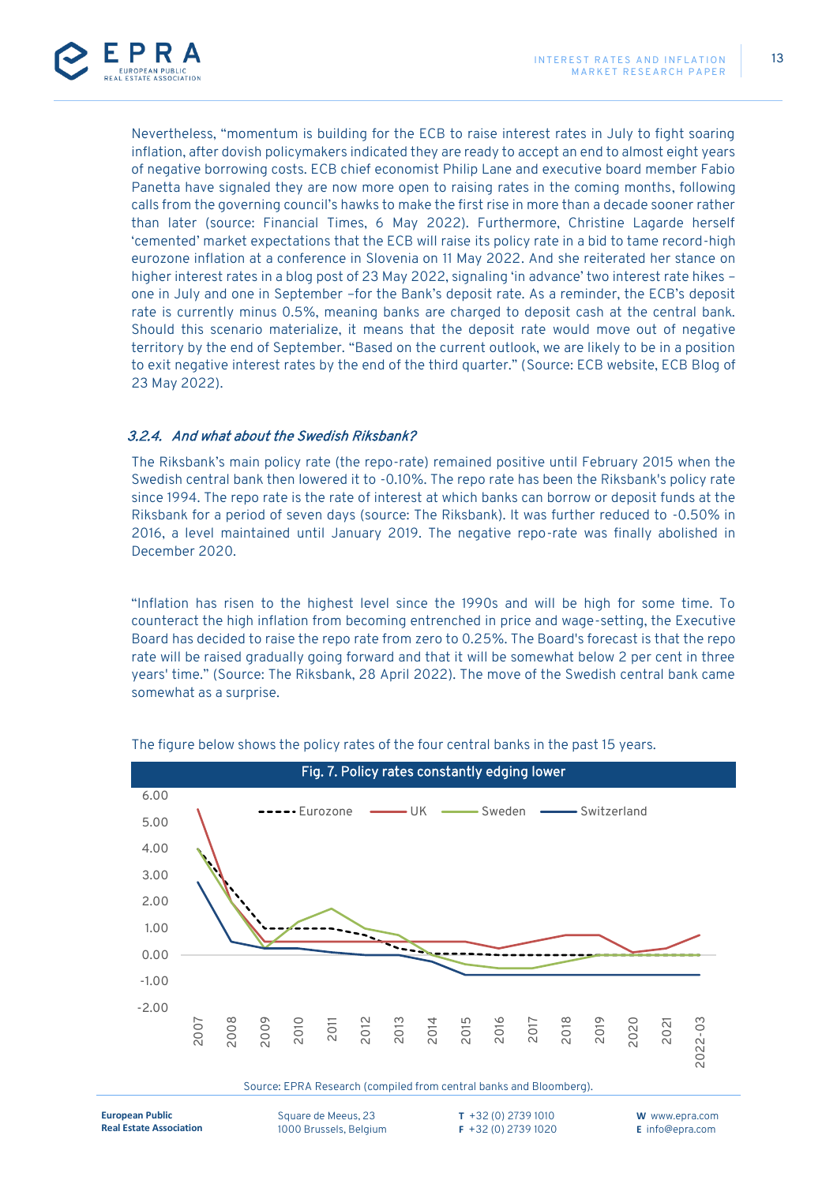Nevertheless, “momentum is building for the ECB to raise interest rates in July to fight soaring inflation, after dovish policymakers indicated they are ready to accept an end to almost eight years of negative borrowing costs. ECB chief economist Philip Lane and executive board member Fabio Panetta have signaled they are now more open to raising rates in the coming months, following calls from the governing council’s hawks to make the first rise in more than a decade sooner rather than later (source: Financial Times, 6 May 2022). Furthermore, Christine Lagarde herself ‘cemented’ market expectations that the ECB will raise its policy rate in a bid to tame record-high eurozone inflation at a conference in Slovenia on 11 May 2022. And she reiterated her stance on higher interest rates in a blog post of 23 May 2022, signaling ‘in advance’ two interest rate hikes – one in July and one in September –for the Bank’s deposit rate. As a reminder, the ECB’s deposit rate is currently minus 0.5%, meaning banks are charged to deposit cash at the central bank. Should this scenario materialize, it means that the deposit rate would move out of negative territory by the end of September. “Based on the current outlook, we are likely to be in a position to exit negative interest rates by the end of the third quarter.” (Source: ECB website, ECB Blog of 23 May 2022).

### *3.2.4. And what about the Swedish Riksbank?*

The Riksbank’s main policy rate (the repo-rate) remained positive until February 2015 when the Swedish central bank then lowered it to -0.10%. The repo rate has been the Riksbank's policy rate since 1994. The repo rate is the rate of interest at which banks can borrow or deposit funds at the Riksbank for a period of seven days (source: The Riksbank). It was further reduced to -0.50% in 2016, a level maintained until January 2019. The negative repo-rate was finally abolished in December 2020.

“Inflation has risen to the highest level since the 1990s and will be high for some time. To counteract the high inflation from becoming entrenched in price and wage-setting, the Executive Board has decided to raise the repo rate from zero to 0.25%. The Board's forecast is that the repo rate will be raised gradually going forward and that it will be somewhat below 2 per cent in three years' time.” (Source: The Riksbank, 28 April 2022). The move of the Swedish central bank came somewhat as a surprise.

The figure below shows the policy rates of the four central banks in the past 15 years.

**Fig. 7. Policy rates constantly edging lower**

Source: EPRA Research (compiled from central banks and Bloomberg).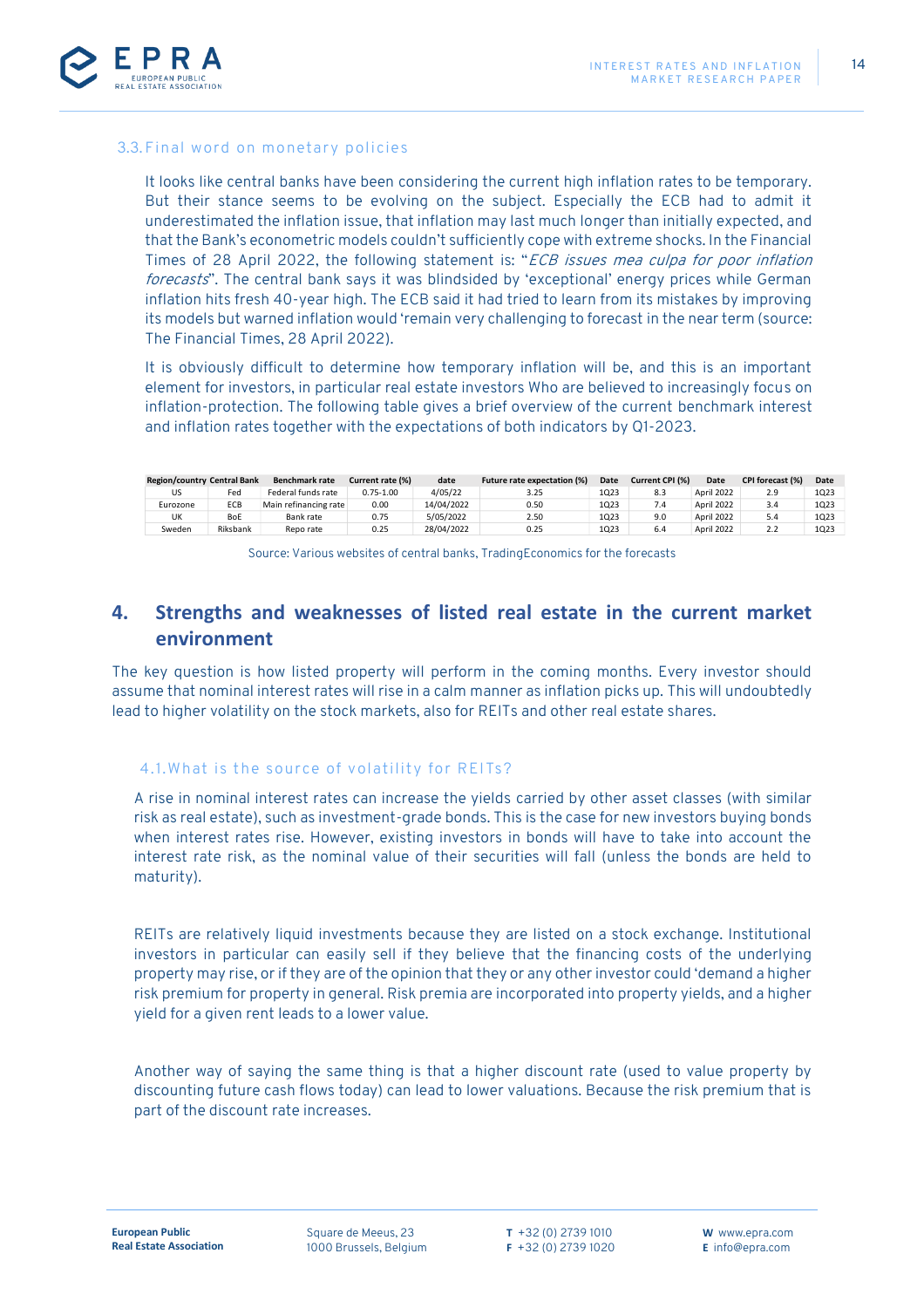### 3.3. Final word on monetary policies

It looks like central banks have been considering the current high inflation rates to be temporary. But their stance seems to be evolving on the subject. Especially the ECB had to admit it underestimated the inflation issue, that inflation may last much longer than initially expected, and that the Bank's econometric models couldn't sufficiently cope with extreme shocks. In the Financial Times of 28 April 2022, the following statement is: "*ECB issues mea culpa for poor inflation forecasts*". The central bank says it was blindsided by 'exceptional' energy prices while German inflation hits fresh 40-year high. The ECB said it had tried to learn from its mistakes by improving its models but warned inflation would 'remain very challenging to forecast in the near term (source: The Financial Times, 28 April 2022).

It is obviously difficult to determine how temporary inflation will be, and this is an important element for investors, in particular real estate investors Who are believed to increasingly focus on inflation-protection. The following table gives a brief overview of the current benchmark interest and inflation rates together with the expectations of both indicators by Q1-2023.

| Region/country | Central Bank | Benchmark rate | Current rate (%) | date | Future rate expectation (%) | Date | Current CPI (%) | Date | CPI forecast (%) | Date |
|---|---|---|---|---|---|---|---|---|---|---|
| US | Fed | Federal funds rate | 0.75-1.00 | 4/05/22 | 3.25 | 1Q23 | 8.3 | April 2022 | 2.9 | 1Q23 |
| Eurozone | ECB | Main refinancing rate | 0.00 | 14/04/2022 | 0.50 | 1Q23 | 7.4 | April 2022 | 3.4 | 1Q23 |
| UK | BoE | Bank rate | 0.75 | 5/05/2022 | 2.50 | 1Q23 | 9.0 | April 2022 | 5.4 | 1Q23 |
| Sweden | Riksbank | Repo rate | 0.25 | 28/04/2022 | 0.25 | 1Q23 | 6.4 | April 2022 | 2.2 | 1Q23 |

Source: Various websites of central banks, TradingEconomics for the forecasts

## 4. Strengths and weaknesses of listed real estate in the current market environment

The key question is how listed property will perform in the coming months. Every investor should assume that nominal interest rates will rise in a calm manner as inflation picks up. This will undoubtedly lead to higher volatility on the stock markets, also for REITs and other real estate shares.

### 4.1. What is the source of volatility for REITs?

A rise in nominal interest rates can increase the yields carried by other asset classes (with similar risk as real estate), such as investment-grade bonds. This is the case for new investors buying bonds when interest rates rise. However, existing investors in bonds will have to take into account the interest rate risk, as the nominal value of their securities will fall (unless the bonds are held to maturity).

REITs are relatively liquid investments because they are listed on a stock exchange. Institutional investors in particular can easily sell if they believe that the financing costs of the underlying property may rise, or if they are of the opinion that they or any other investor could 'demand a higher risk premium for property in general. Risk premia are incorporated into property yields, and a higher yield for a given rent leads to a lower value.

Another way of saying the same thing is that a higher discount rate (used to value property by discounting future cash flows today) can lead to lower valuations. Because the risk premium that is part of the discount rate increases.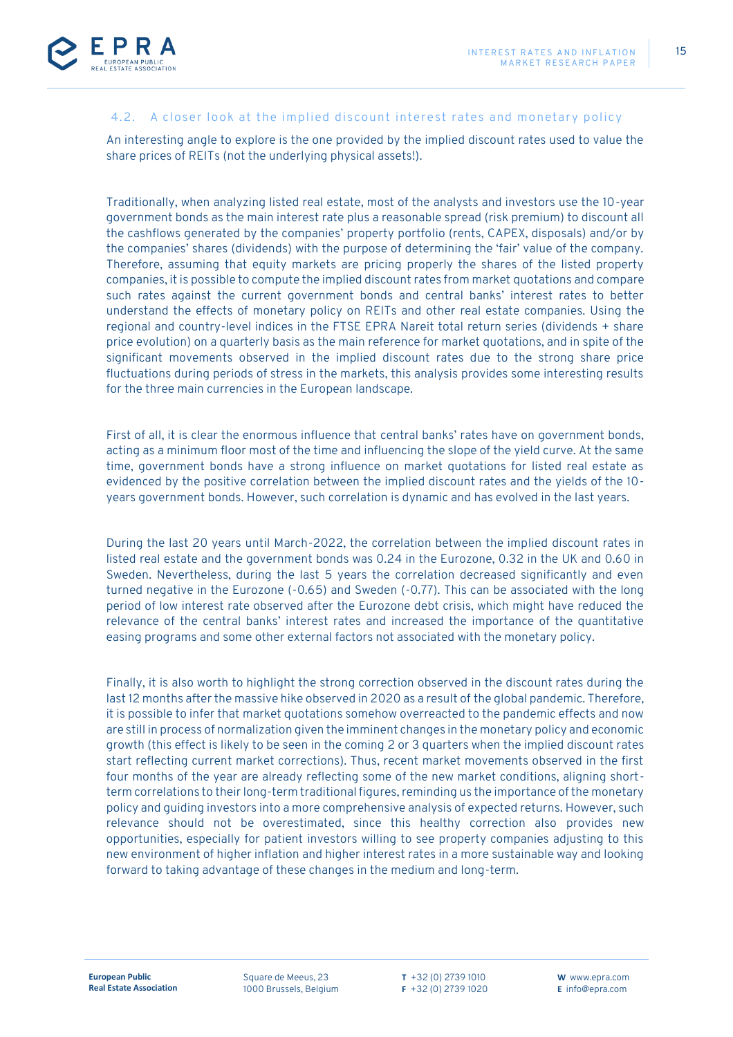### 4.2. A closer look at the implied discount interest rates and monetary policy

An interesting angle to explore is the one provided by the implied discount rates used to value the share prices of REITs (not the underlying physical assets!).

Traditionally, when analyzing listed real estate, most of the analysts and investors use the 10-year government bonds as the main interest rate plus a reasonable spread (risk premium) to discount all the cashflows generated by the companies' property portfolio (rents, CAPEX, disposals) and/or by the companies' shares (dividends) with the purpose of determining the 'fair' value of the company. Therefore, assuming that equity markets are pricing properly the shares of the listed property companies, it is possible to compute the implied discount rates from market quotations and compare such rates against the current government bonds and central banks' interest rates to better understand the effects of monetary policy on REITs and other real estate companies. Using the regional and country-level indices in the FTSE EPRA Nareit total return series (dividends + share price evolution) on a quarterly basis as the main reference for market quotations, and in spite of the significant movements observed in the implied discount rates due to the strong share price fluctuations during periods of stress in the markets, this analysis provides some interesting results for the three main currencies in the European landscape.

First of all, it is clear the enormous influence that central banks' rates have on government bonds, acting as a minimum floor most of the time and influencing the slope of the yield curve. At the same time, government bonds have a strong influence on market quotations for listed real estate as evidenced by the positive correlation between the implied discount rates and the yields of the 10-years government bonds. However, such correlation is dynamic and has evolved in the last years.

During the last 20 years until March-2022, the correlation between the implied discount rates in listed real estate and the government bonds was 0.24 in the Eurozone, 0.32 in the UK and 0.60 in Sweden. Nevertheless, during the last 5 years the correlation decreased significantly and even turned negative in the Eurozone (-0.65) and Sweden (-0.77). This can be associated with the long period of low interest rate observed after the Eurozone debt crisis, which might have reduced the relevance of the central banks' interest rates and increased the importance of the quantitative easing programs and some other external factors not associated with the monetary policy.

Finally, it is also worth to highlight the strong correction observed in the discount rates during the last 12 months after the massive hike observed in 2020 as a result of the global pandemic. Therefore, it is possible to infer that market quotations somehow overreacted to the pandemic effects and now are still in process of normalization given the imminent changes in the monetary policy and economic growth (this effect is likely to be seen in the coming 2 or 3 quarters when the implied discount rates start reflecting current market corrections). Thus, recent market movements observed in the first four months of the year are already reflecting some of the new market conditions, aligning short-term correlations to their long-term traditional figures, reminding us the importance of the monetary policy and guiding investors into a more comprehensive analysis of expected returns. However, such relevance should not be overestimated, since this healthy correction also provides new opportunities, especially for patient investors willing to see property companies adjusting to this new environment of higher inflation and higher interest rates in a more sustainable way and looking forward to taking advantage of these changes in the medium and long-term.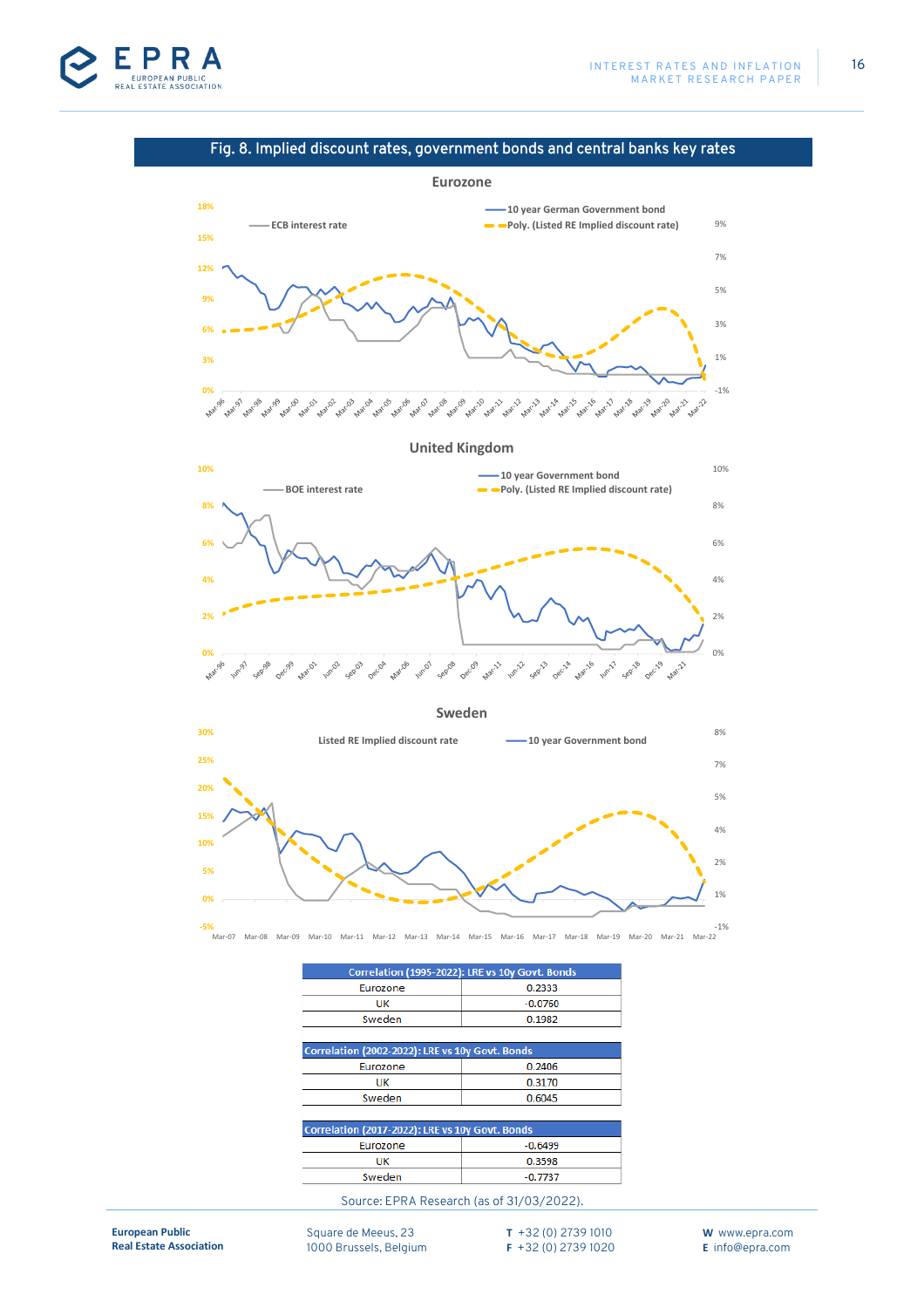## Fig. 8. Implied discount rates, government bonds and central banks key rates

### Eurozone

ECB interest rate

10 year German Government bond

Poly. (Listed RE Implied discount rate)

### United Kingdom

BOE interest rate

10 year Government bond

Poly. (Listed RE Implied discount rate)

### Sweden

Listed RE Implied discount rate

10 year Government bond

| Correlation (1995-2022): LRE vs 10y Govt. Bonds | |
|---|---|
| Eurozone | 0.2333 |
| UK | -0.0760 |
| Sweden | 0.1982 |

| Correlation (2002-2022): LRE vs 10y Govt. Bonds | |
|---|---|
| Eurozone | 0.2406 |
| UK | 0.3170 |
| Sweden | 0.6045 |

| Correlation (2017-2022): LRE vs 10y Govt. Bonds | |
|---|---|
| Eurozone | -0.6499 |
| UK | 0.3598 |
| Sweden | -0.7737 |

Source: EPRA Research (as of 31/03/2022).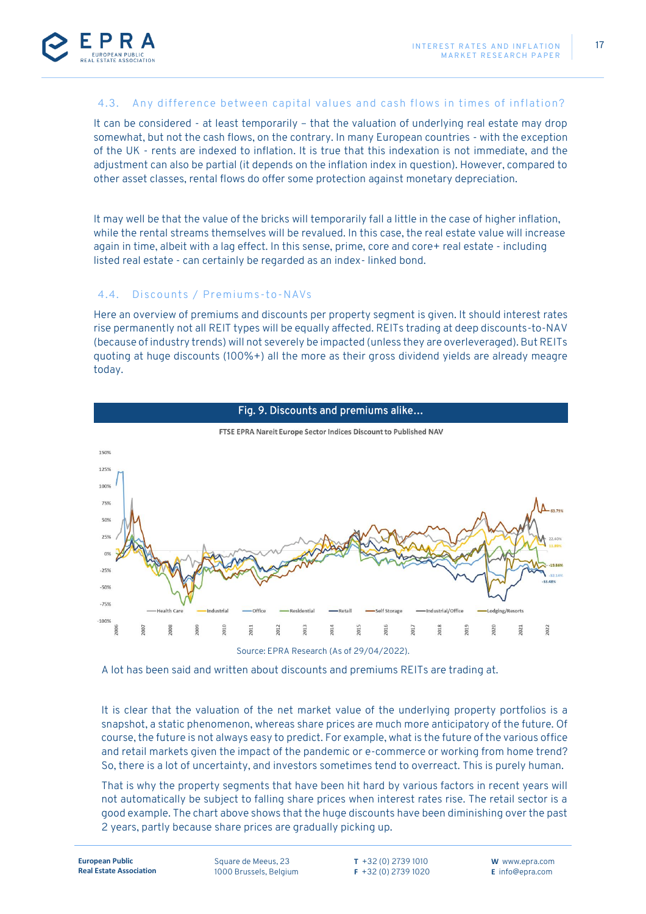### 4.3. Any difference between capital values and cash flows in times of inflation?

It can be considered - at least temporarily – that the valuation of underlying real estate may drop somewhat, but not the cash flows, on the contrary. In many European countries - with the exception of the UK - rents are indexed to inflation. It is true that this indexation is not immediate, and the adjustment can also be partial (it depends on the inflation index in question). However, compared to other asset classes, rental flows do offer some protection against monetary depreciation.

It may well be that the value of the bricks will temporarily fall a little in the case of higher inflation, while the rental streams themselves will be revalued. In this case, the real estate value will increase again in time, albeit with a lag effect. In this sense, prime, core and core+ real estate - including listed real estate - can certainly be regarded as an index- linked bond.

### 4.4. Discounts / Premiums-to-NAVs

Here an overview of premiums and discounts per property segment is given. It should interest rates rise permanently not all REIT types will be equally affected. REITs trading at deep discounts-to-NAV (because of industry trends) will not severely be impacted (unless they are overleveraged). But REITs quoting at huge discounts (100%+) all the more as their gross dividend yields are already meagre today.

**Fig. 9. Discounts and premiums alike...**

FTSE EPRA Nareit Europe Sector Indices Discount to Published NAV

Source: EPRA Research (As of 29/04/2022).

A lot has been said and written about discounts and premiums REITs are trading at.

It is clear that the valuation of the net market value of the underlying property portfolios is a snapshot, a static phenomenon, whereas share prices are much more anticipatory of the future. Of course, the future is not always easy to predict. For example, what is the future of the various office and retail markets given the impact of the pandemic or e-commerce or working from home trend? So, there is a lot of uncertainty, and investors sometimes tend to overreact. This is purely human.

That is why the property segments that have been hit hard by various factors in recent years will not automatically be subject to falling share prices when interest rates rise. The retail sector is a good example. The chart above shows that the huge discounts have been diminishing over the past 2 years, partly because share prices are gradually picking up.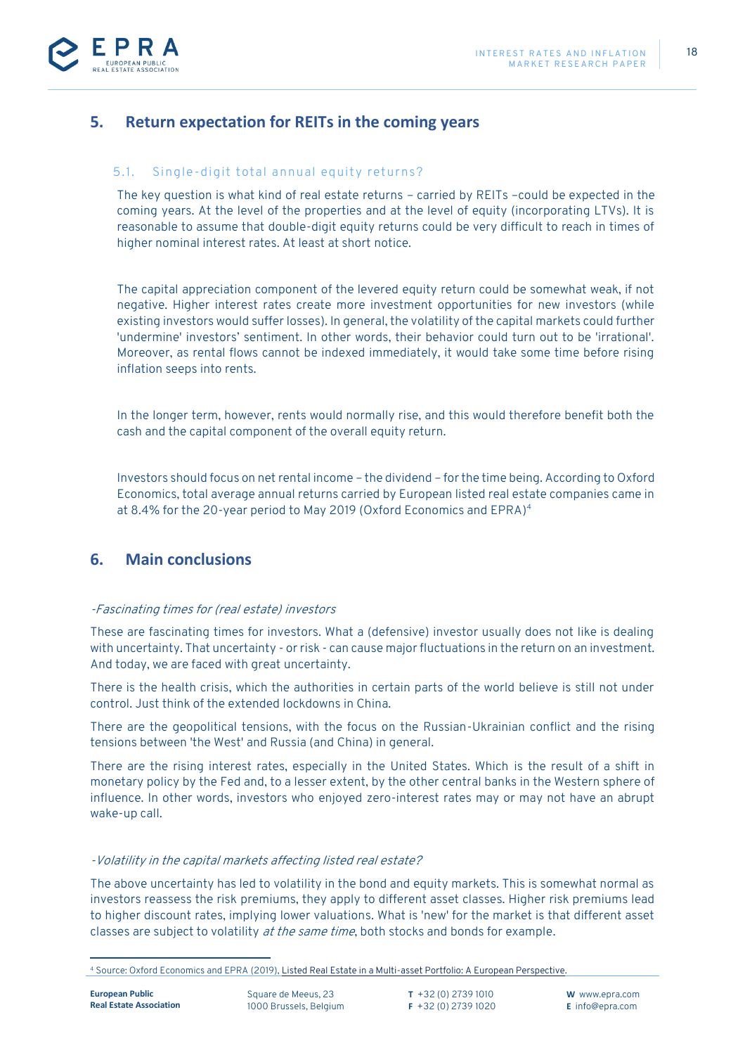## 5. Return expectation for REITs in the coming years

### 5.1. Single-digit total annual equity returns?

The key question is what kind of real estate returns – carried by REITs –could be expected in the coming years. At the level of the properties and at the level of equity (incorporating LTVs). It is reasonable to assume that double-digit equity returns could be very difficult to reach in times of higher nominal interest rates. At least at short notice.

The capital appreciation component of the levered equity return could be somewhat weak, if not negative. Higher interest rates create more investment opportunities for new investors (while existing investors would suffer losses). In general, the volatility of the capital markets could further 'undermine' investors' sentiment. In other words, their behavior could turn out to be 'irrational'. Moreover, as rental flows cannot be indexed immediately, it would take some time before rising inflation seeps into rents.

In the longer term, however, rents would normally rise, and this would therefore benefit both the cash and the capital component of the overall equity return.

Investors should focus on net rental income – the dividend – for the time being. According to Oxford Economics, total average annual returns carried by European listed real estate companies came in at 8.4% for the 20-year period to May 2019 (Oxford Economics and EPRA)[4]

## 6. Main conclusions

*-Fascinating times for (real estate) investors*

These are fascinating times for investors. What a (defensive) investor usually does not like is dealing with uncertainty. That uncertainty - or risk - can cause major fluctuations in the return on an investment. And today, we are faced with great uncertainty.

There is the health crisis, which the authorities in certain parts of the world believe is still not under control. Just think of the extended lockdowns in China.

There are the geopolitical tensions, with the focus on the Russian-Ukrainian conflict and the rising tensions between 'the West' and Russia (and China) in general.

There are the rising interest rates, especially in the United States. Which is the result of a shift in monetary policy by the Fed and, to a lesser extent, by the other central banks in the Western sphere of influence. In other words, investors who enjoyed zero-interest rates may or may not have an abrupt wake-up call.

*-Volatility in the capital markets affecting listed real estate?*

The above uncertainty has led to volatility in the bond and equity markets. This is somewhat normal as investors reassess the risk premiums, they apply to different asset classes. Higher risk premiums lead to higher discount rates, implying lower valuations. What is 'new' for the market is that different asset classes are subject to volatility *at the same time*, both stocks and bonds for example.

[4] Source: Oxford Economics and EPRA (2019), Listed Real Estate in a Multi-asset Portfolio: A European Perspective.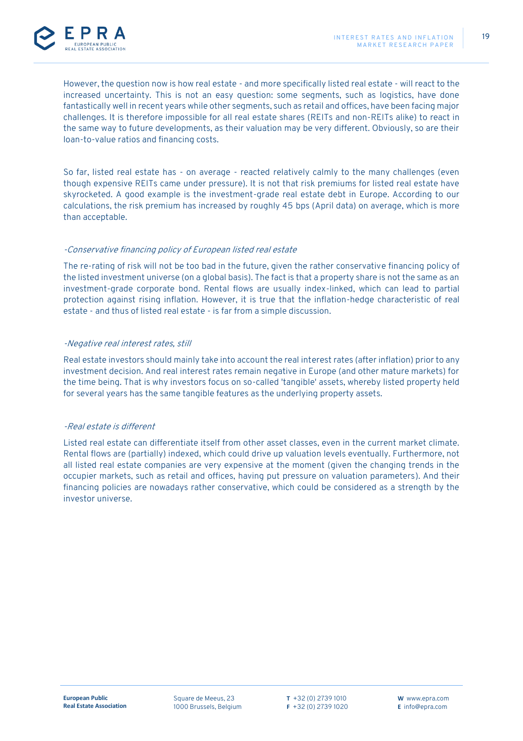However, the question now is how real estate - and more specifically listed real estate - will react to the increased uncertainty. This is not an easy question: some segments, such as logistics, have done fantastically well in recent years while other segments, such as retail and offices, have been facing major challenges. It is therefore impossible for all real estate shares (REITs and non-REITs alike) to react in the same way to future developments, as their valuation may be very different. Obviously, so are their loan-to-value ratios and financing costs.

So far, listed real estate has - on average - reacted relatively calmly to the many challenges (even though expensive REITs came under pressure). It is not that risk premiums for listed real estate have skyrocketed. A good example is the investment-grade real estate debt in Europe. According to our calculations, the risk premium has increased by roughly 45 bps (April data) on average, which is more than acceptable.

*-Conservative financing policy of European listed real estate*

The re-rating of risk will not be too bad in the future, given the rather conservative financing policy of the listed investment universe (on a global basis). The fact is that a property share is not the same as an investment-grade corporate bond. Rental flows are usually index-linked, which can lead to partial protection against rising inflation. However, it is true that the inflation-hedge characteristic of real estate - and thus of listed real estate - is far from a simple discussion.

*-Negative real interest rates, still*

Real estate investors should mainly take into account the real interest rates (after inflation) prior to any investment decision. And real interest rates remain negative in Europe (and other mature markets) for the time being. That is why investors focus on so-called 'tangible' assets, whereby listed property held for several years has the same tangible features as the underlying property assets.

*-Real estate is different*

Listed real estate can differentiate itself from other asset classes, even in the current market climate. Rental flows are (partially) indexed, which could drive up valuation levels eventually. Furthermore, not all listed real estate companies are very expensive at the moment (given the changing trends in the occupier markets, such as retail and offices, having put pressure on valuation parameters). And their financing policies are nowadays rather conservative, which could be considered as a strength by the investor universe.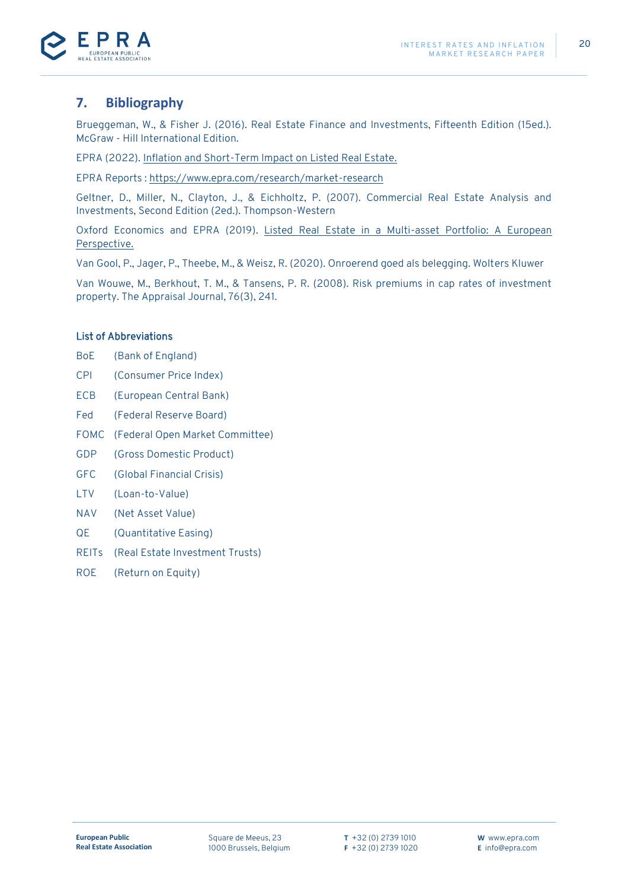## 7. Bibliography

Brueggeman, W., & Fisher J. (2016). Real Estate Finance and Investments, Fifteenth Edition (15ed.). McGraw - Hill International Edition.

EPRA (2022). Inflation and Short-Term Impact on Listed Real Estate.

EPRA Reports : https://www.epra.com/research/market-research

Geltner, D., Miller, N., Clayton, J., & Eichholtz, P. (2007). Commercial Real Estate Analysis and Investments, Second Edition (2ed.). Thompson-Western

Oxford Economics and EPRA (2019). Listed Real Estate in a Multi-asset Portfolio: A European Perspective.

Van Gool, P., Jager, P., Theebe, M., & Weisz, R. (2020). Onroerend goed als belegging. Wolters Kluwer

Van Wouwe, M., Berkhout, T. M., & Tansens, P. R. (2008). Risk premiums in cap rates of investment property. The Appraisal Journal, 76(3), 241.

### List of Abbreviations

| | |
|---|---|
| BoE | (Bank of England) |
| CPI | (Consumer Price Index) |
| ECB | (European Central Bank) |
| Fed | (Federal Reserve Board) |
| FOMC | (Federal Open Market Committee) |
| GDP | (Gross Domestic Product) |
| GFC | (Global Financial Crisis) |
| LTV | (Loan-to-Value) |
| NAV | (Net Asset Value) |
| QE | (Quantitative Easing) |
| REITs | (Real Estate Investment Trusts) |
| ROE | (Return on Equity) |